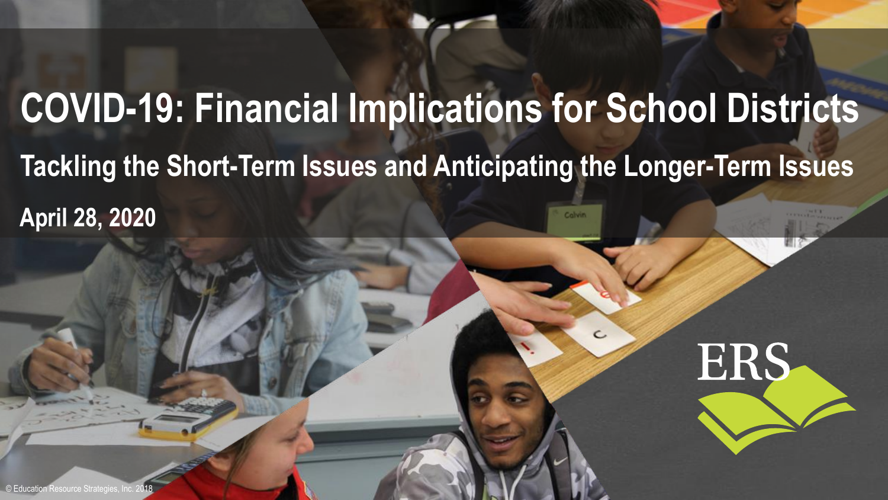# COVID-19: Financial Implications for School Districts

## Tackling the Short-Term Issues and Anticipating the Longer-Term Issues

**April 28, 2020**

ERS

© Education Resource Strategies, Inc. 2018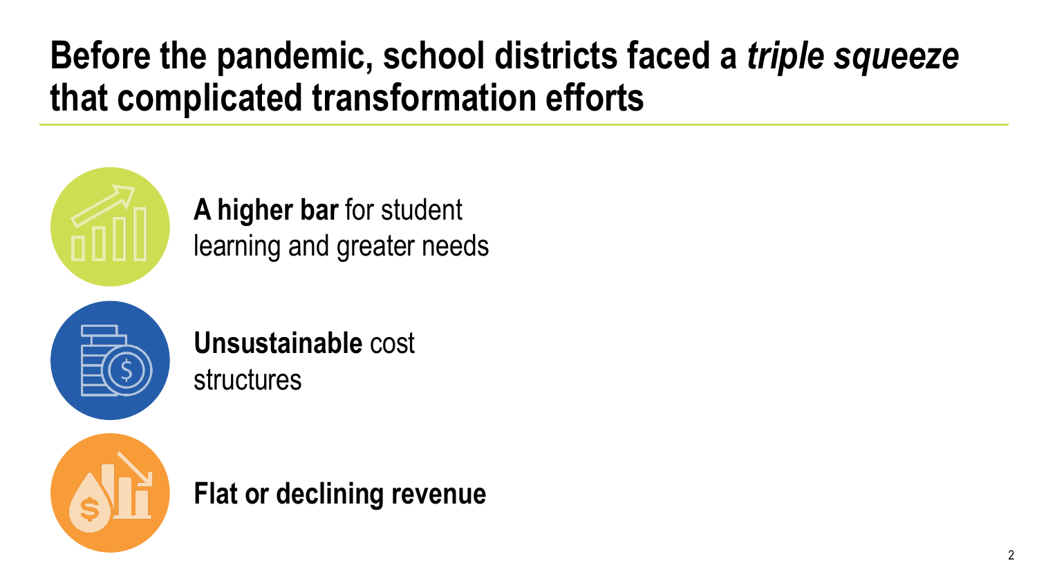# Before the pandemic, school districts faced a *triple squeeze* that complicated transformation efforts

- **A higher bar** for student learning and greater needs
- **Unsustainable** cost structures
- **Flat or declining revenue**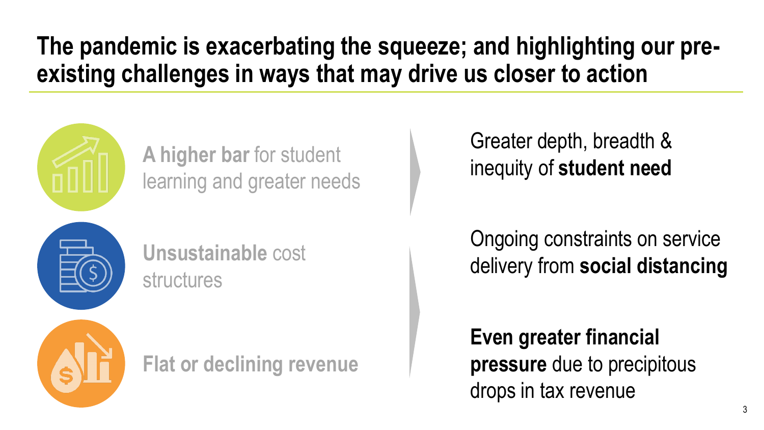# The pandemic is exacerbating the squeeze; and highlighting our pre-existing challenges in ways that may drive us closer to action

**A higher bar** for student learning and greater needs

**Unsustainable** cost structures

**Flat or declining revenue**

Greater depth, breadth & inequity of **student need**

Ongoing constraints on service delivery from **social distancing**

**Even greater financial pressure** due to precipitous drops in tax revenue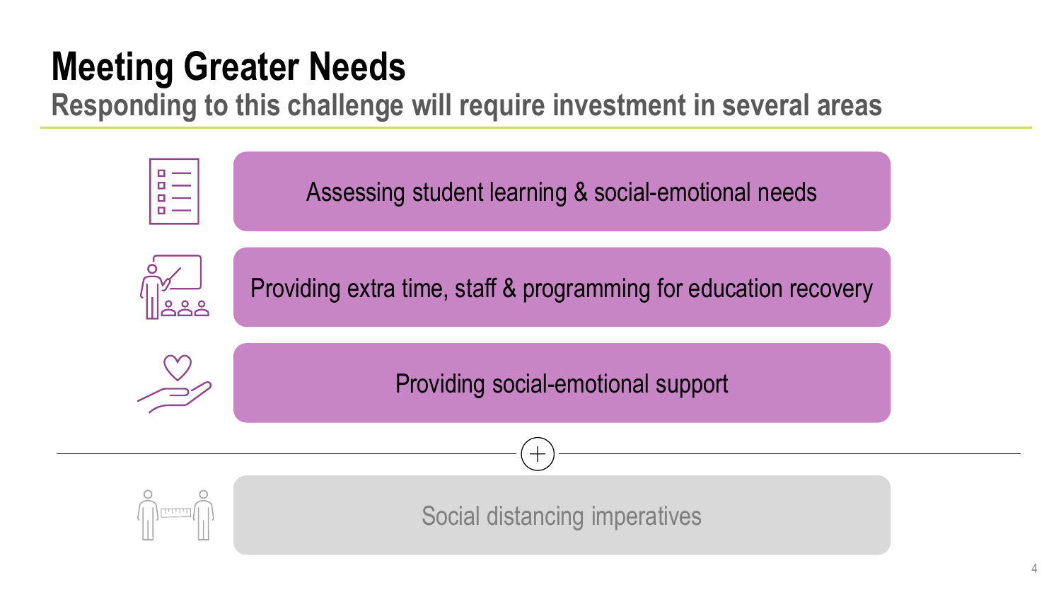# Meeting Greater Needs

## Responding to this challenge will require investment in several areas

- Assessing student learning & social-emotional needs
- Providing extra time, staff & programming for education recovery
- Providing social-emotional support

+

- Social distancing imperatives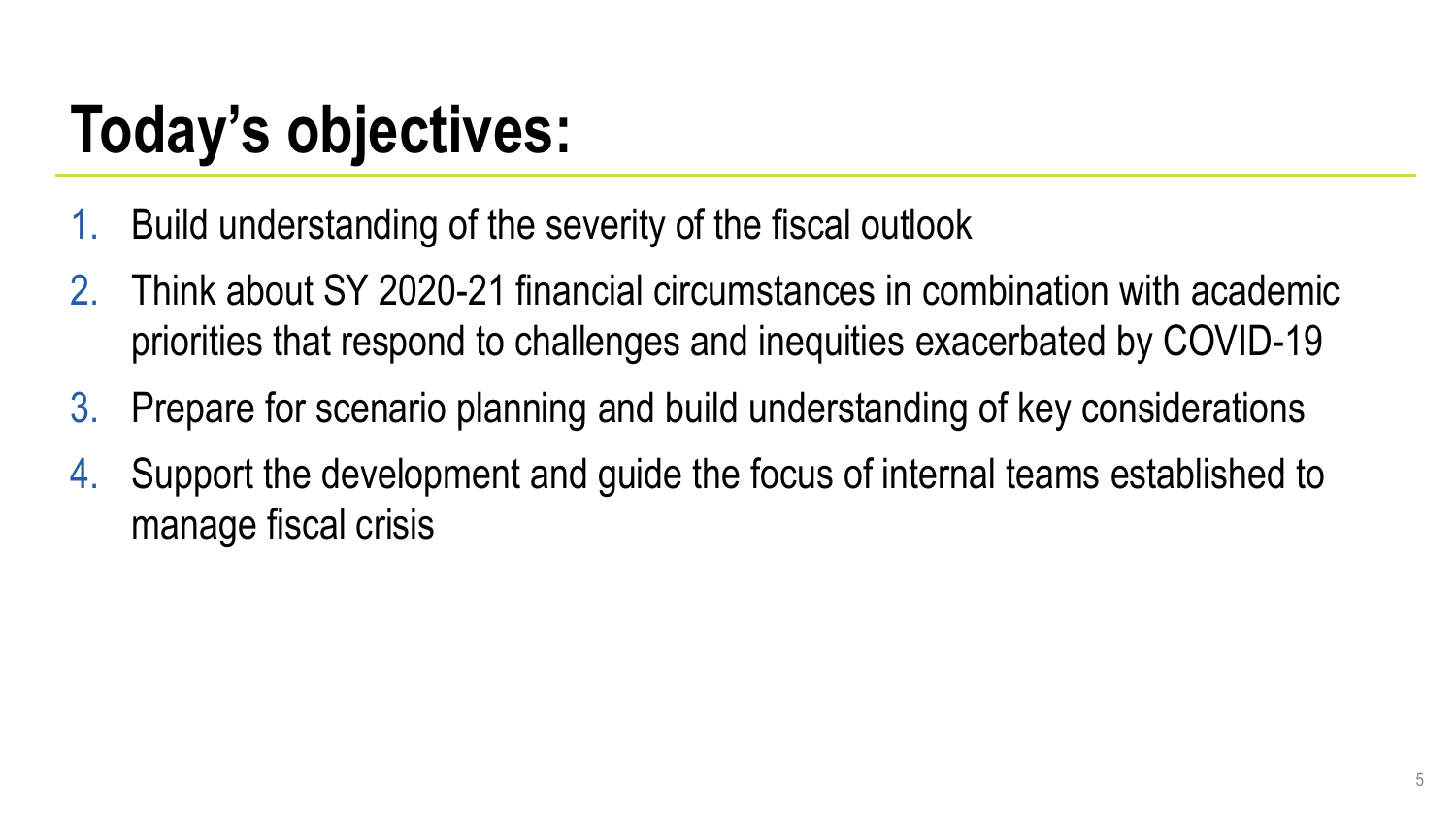# Today's objectives:

1. Build understanding of the severity of the fiscal outlook
2. Think about SY 2020-21 financial circumstances in combination with academic priorities that respond to challenges and inequities exacerbated by COVID-19
3. Prepare for scenario planning and build understanding of key considerations
4. Support the development and guide the focus of internal teams established to manage fiscal crisis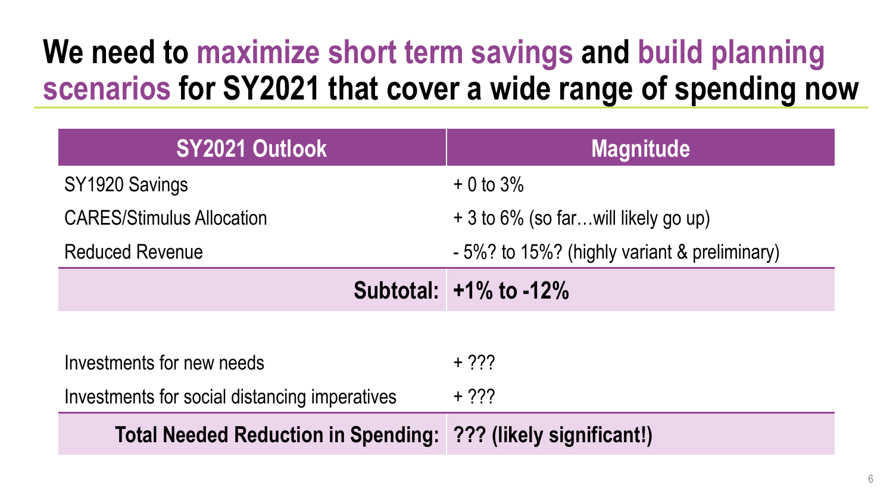# We need to maximize short term savings and build planning scenarios for SY2021 that cover a wide range of spending now

| SY2021 Outlook | Magnitude |
| --- | --- |
| SY1920 Savings | + 0 to 3% |
| CARES/Stimulus Allocation | + 3 to 6% (so far…will likely go up) |
| Reduced Revenue | - 5%? to 15%? (highly variant & preliminary) |
| **Subtotal:** | **+1% to -12%** |
| | |
| Investments for new needs | + ??? |
| Investments for social distancing imperatives | + ??? |
| **Total Needed Reduction in Spending:** | **??? (likely significant!)** |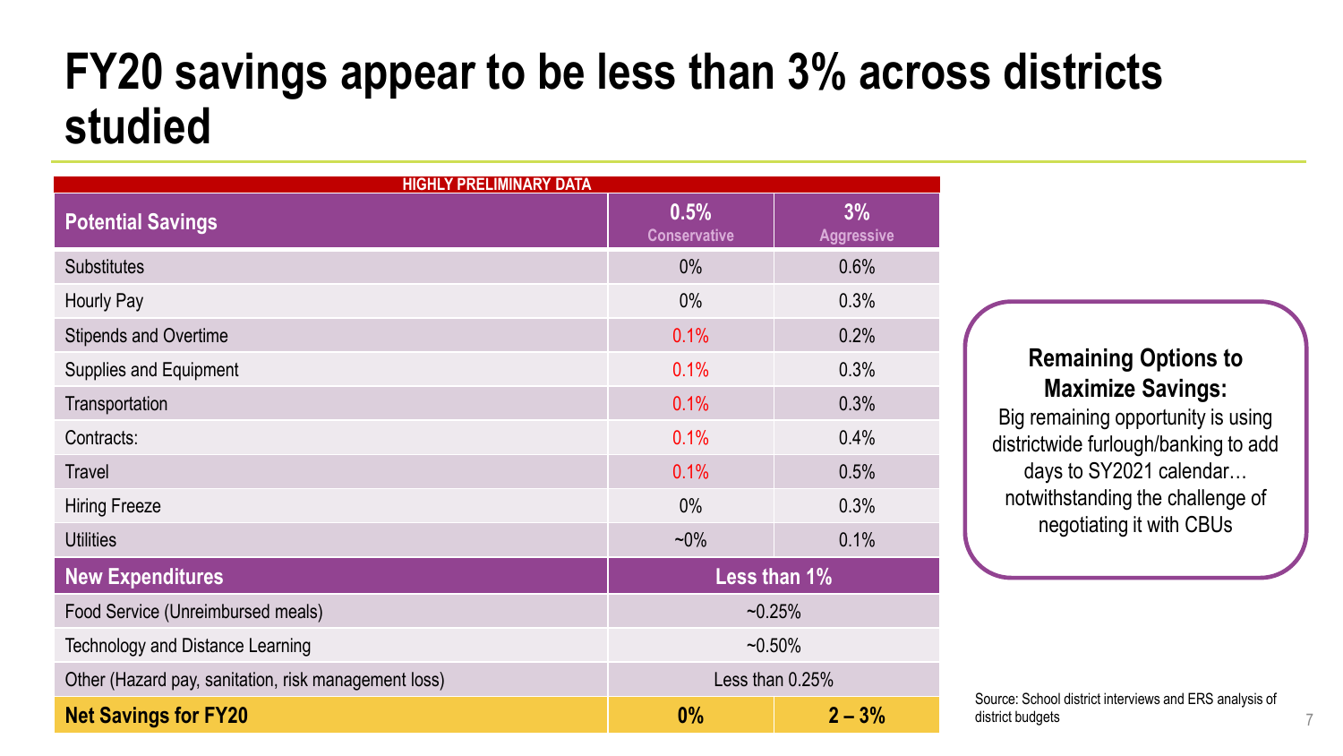# FY20 savings appear to be less than 3% across districts studied

**HIGHLY PRELIMINARY DATA**

| Potential Savings | 0.5% Conservative | 3% Aggressive |
|---|---|---|
| Substitutes | 0% | 0.6% |
| Hourly Pay | 0% | 0.3% |
| Stipends and Overtime | 0.1% | 0.2% |
| Supplies and Equipment | 0.1% | 0.3% |
| Transportation | 0.1% | 0.3% |
| Contracts: | 0.1% | 0.4% |
| Travel | 0.1% | 0.5% |
| Hiring Freeze | 0% | 0.3% |
| Utilities | ~0% | 0.1% |
| **New Expenditures** | **Less than 1%** | |
| Food Service (Unreimbursed meals) | ~0.25% | |
| Technology and Distance Learning | ~0.50% | |
| Other (Hazard pay, sanitation, risk management loss) | Less than 0.25% | |
| **Net Savings for FY20** | **0%** | **2 – 3%** |

**Remaining Options to Maximize Savings:**
Big remaining opportunity is using districtwide furlough/banking to add days to SY2021 calendar… notwithstanding the challenge of negotiating it with CBUs

Source: School district interviews and ERS analysis of district budgets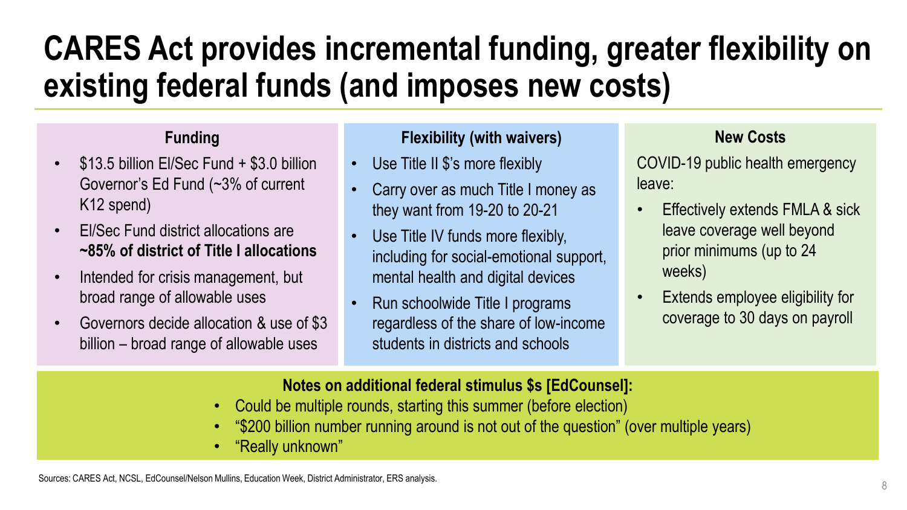# CARES Act provides incremental funding, greater flexibility on existing federal funds (and imposes new costs)

### Funding

- $13.5 billion El/Sec Fund + $3.0 billion Governor's Ed Fund (~3% of current K12 spend)
- El/Sec Fund district allocations are **~85% of district of Title I allocations**
- Intended for crisis management, but broad range of allowable uses
- Governors decide allocation & use of $3 billion – broad range of allowable uses

### Flexibility (with waivers)

- Use Title II $'s more flexibly
- Carry over as much Title I money as they want from 19-20 to 20-21
- Use Title IV funds more flexibly, including for social-emotional support, mental health and digital devices
- Run schoolwide Title I programs regardless of the share of low-income students in districts and schools

### New Costs

COVID-19 public health emergency leave:

- Effectively extends FMLA & sick leave coverage well beyond prior minimums (up to 24 weeks)
- Extends employee eligibility for coverage to 30 days on payroll

**Notes on additional federal stimulus $s [EdCounsel]:**

- Could be multiple rounds, starting this summer (before election)
- "$200 billion number running around is not out of the question" (over multiple years)
- "Really unknown"

Sources: CARES Act, NCSL, EdCounsel/Nelson Mullins, Education Week, District Administrator, ERS analysis.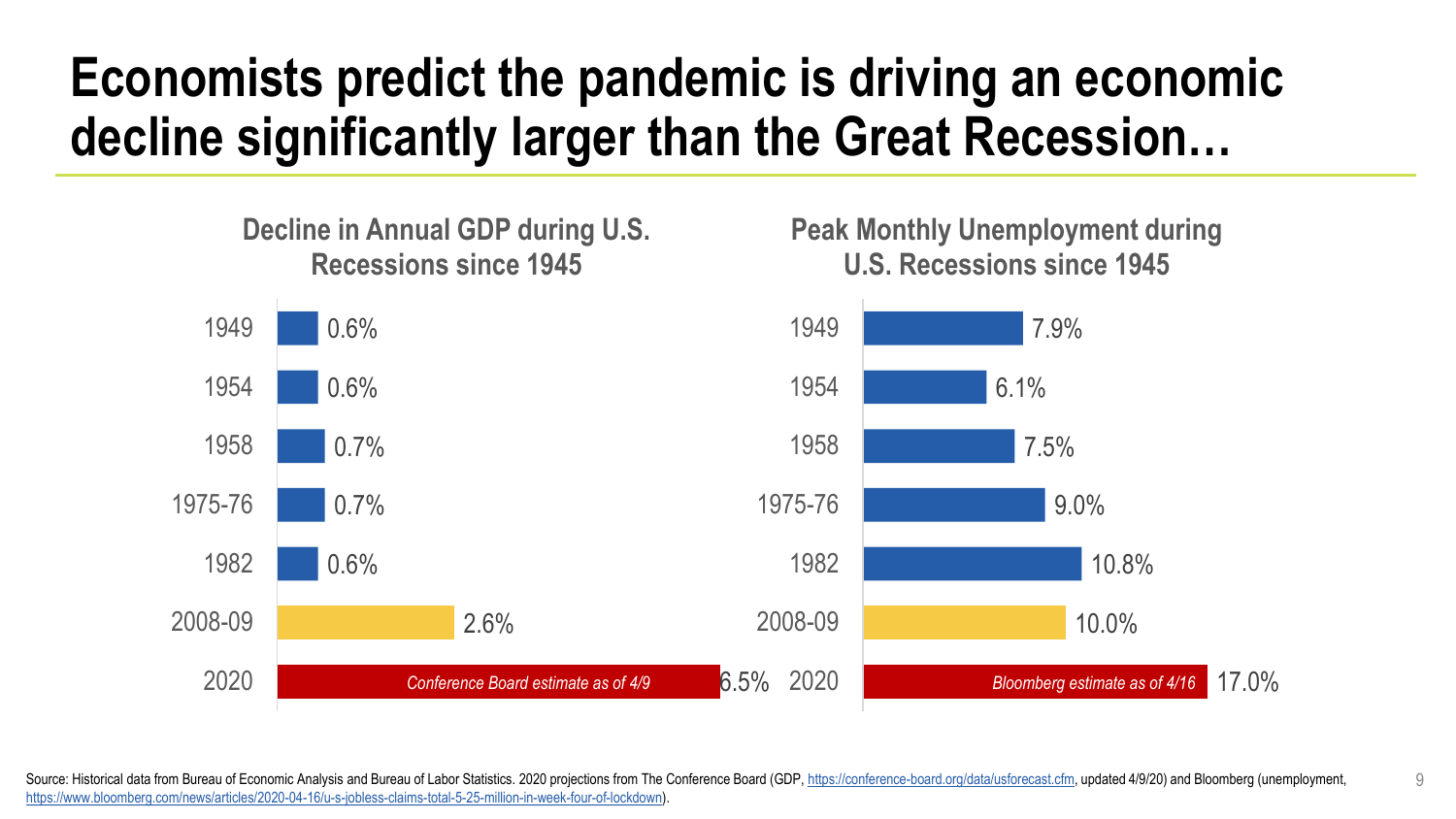# Economists predict the pandemic is driving an economic decline significantly larger than the Great Recession…

### Decline in Annual GDP during U.S. Recessions since 1945

| Recession | Decline in Annual GDP |
| --- | --- |
| 1949 | 0.6% |
| 1954 | 0.6% |
| 1958 | 0.7% |
| 1975-76 | 0.7% |
| 1982 | 0.6% |
| 2008-09 | 2.6% |
| 2020 (*Conference Board estimate as of 4/9*) | 6.5% |

### Peak Monthly Unemployment during U.S. Recessions since 1945

| Recession | Peak Monthly Unemployment |
| --- | --- |
| 1949 | 7.9% |
| 1954 | 6.1% |
| 1958 | 7.5% |
| 1975-76 | 9.0% |
| 1982 | 10.8% |
| 2008-09 | 10.0% |
| 2020 (*Bloomberg estimate as of 4/16*) | 17.0% |

Source: Historical data from Bureau of Economic Analysis and Bureau of Labor Statistics. 2020 projections from The Conference Board (GDP, https://conference-board.org/data/usforecast.cfm, updated 4/9/20) and Bloomberg (unemployment, https://www.bloomberg.com/news/articles/2020-04-16/u-s-jobless-claims-total-5-25-million-in-week-four-of-lockdown).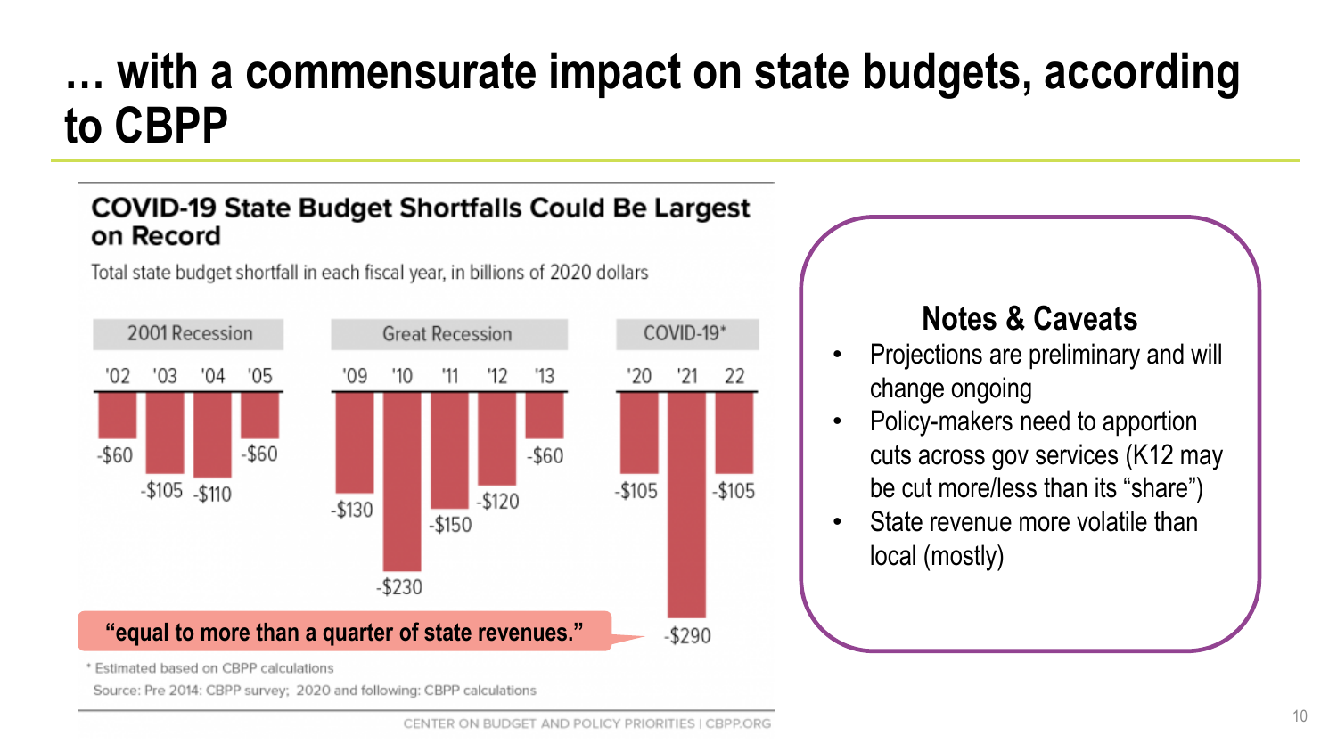# … with a commensurate impact on state budgets, according to CBPP

## COVID-19 State Budget Shortfalls Could Be Largest on Record

Total state budget shortfall in each fiscal year, in billions of 2020 dollars

| Period | Fiscal Year | Shortfall |
|---|---|---|
| 2001 Recession | '02 | -$60 |
| | '03 | -$105 |
| | '04 | -$110 |
| | '05 | -$60 |
| Great Recession | '09 | -$130 |
| | '10 | -$230 |
| | '11 | -$150 |
| | '12 | -$120 |
| | '13 | -$60 |
| COVID-19* | '20 | -$105 |
| | '21 | -$290 |
| | 22 | -$105 |

**"equal to more than a quarter of state revenues."**

\* Estimated based on CBPP calculations

Source: Pre 2014: CBPP survey; 2020 and following: CBPP calculations

CENTER ON BUDGET AND POLICY PRIORITIES | CBPP.ORG

### Notes & Caveats

- Projections are preliminary and will change ongoing
- Policy-makers need to apportion cuts across gov services (K12 may be cut more/less than its "share")
- State revenue more volatile than local (mostly)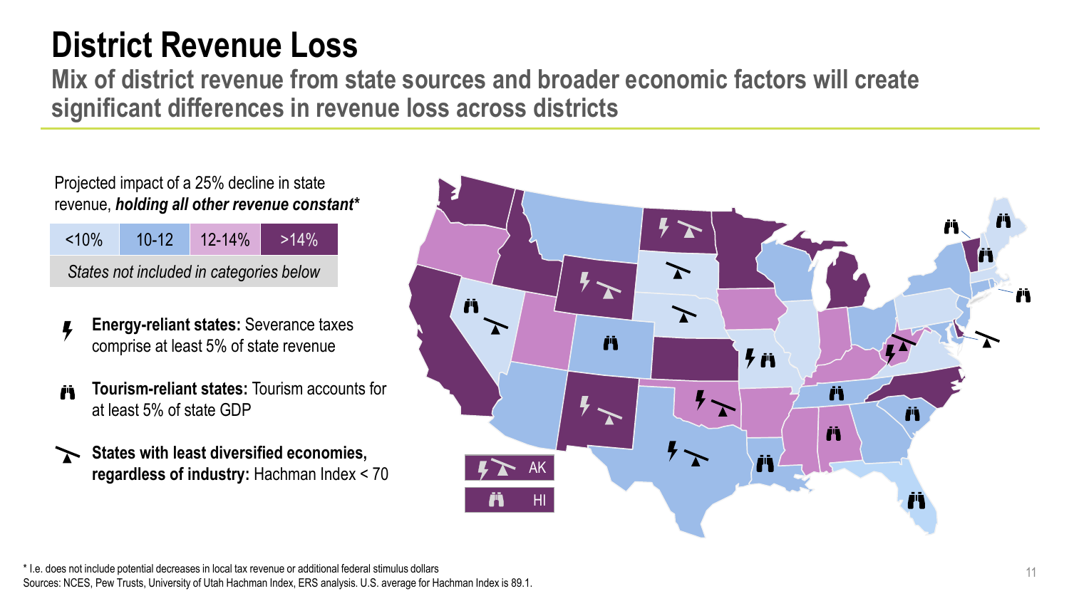# District Revenue Loss

## Mix of district revenue from state sources and broader economic factors will create significant differences in revenue loss across districts

Projected impact of a 25% decline in state revenue, ***holding all other revenue constant****

| <10% | 10-12 | 12-14% | >14% |
|---|---|---|---|
| *States not included in categories below* | | | |

- **Energy-reliant states:** Severance taxes comprise at least 5% of state revenue
- **Tourism-reliant states:** Tourism accounts for at least 5% of state GDP
- **States with least diversified economies, regardless of industry:** Hachman Index < 70

AK

HI

* I.e. does not include potential decreases in local tax revenue or additional federal stimulus dollars

Sources: NCES, Pew Trusts, University of Utah Hachman Index, ERS analysis. U.S. average for Hachman Index is 89.1.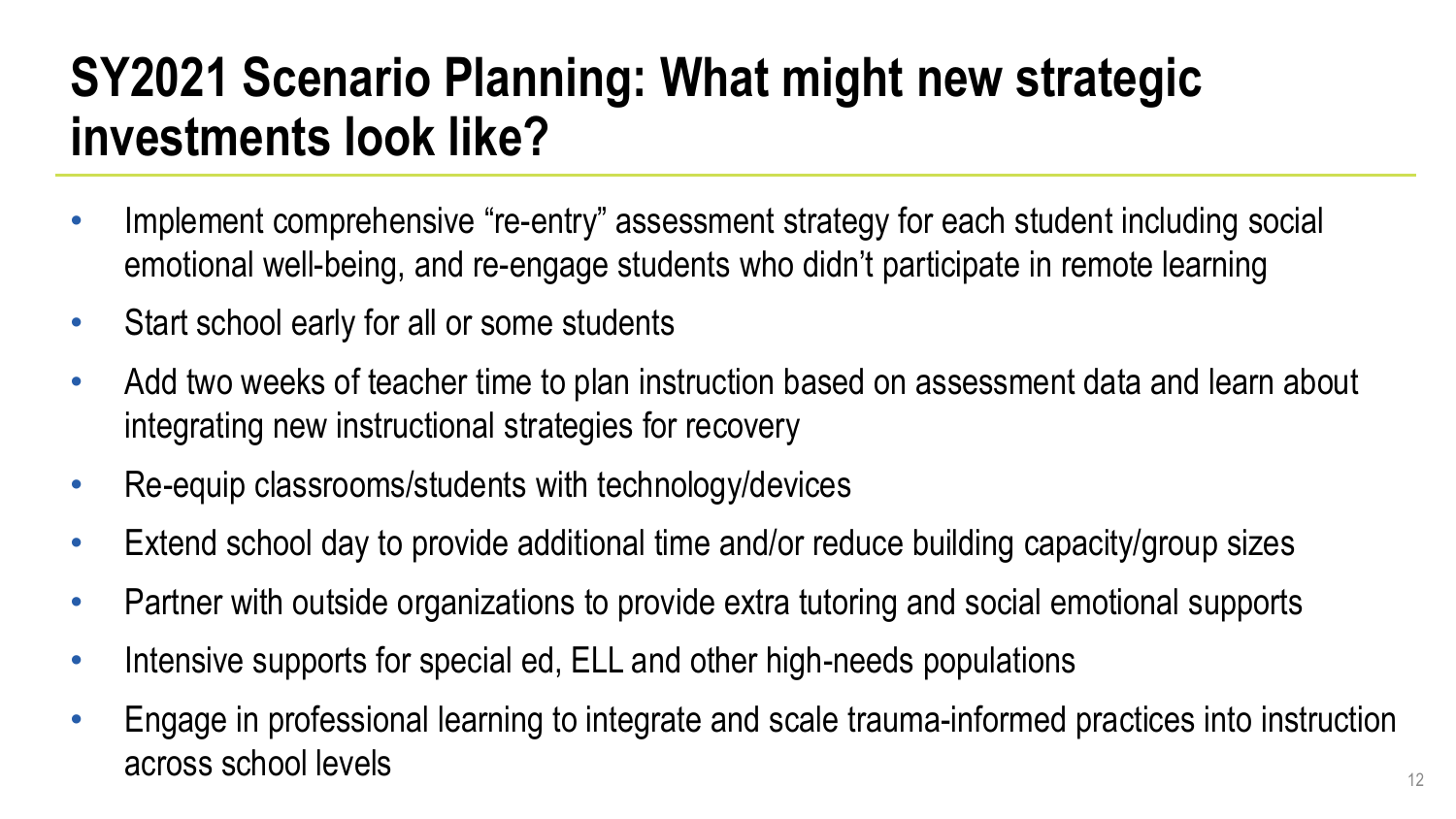# SY2021 Scenario Planning: What might new strategic investments look like?

- Implement comprehensive "re-entry" assessment strategy for each student including social emotional well-being, and re-engage students who didn't participate in remote learning
- Start school early for all or some students
- Add two weeks of teacher time to plan instruction based on assessment data and learn about integrating new instructional strategies for recovery
- Re-equip classrooms/students with technology/devices
- Extend school day to provide additional time and/or reduce building capacity/group sizes
- Partner with outside organizations to provide extra tutoring and social emotional supports
- Intensive supports for special ed, ELL and other high-needs populations
- Engage in professional learning to integrate and scale trauma-informed practices into instruction across school levels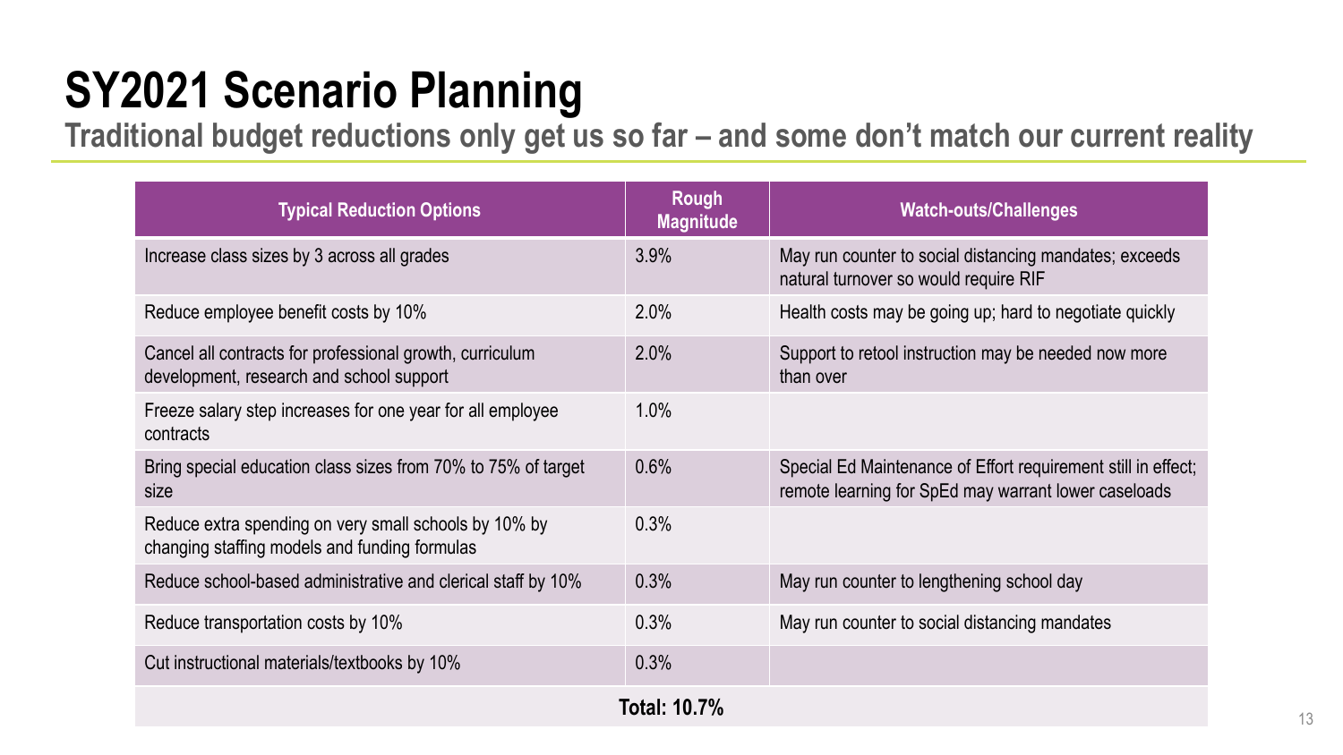# SY2021 Scenario Planning

## Traditional budget reductions only get us so far – and some don't match our current reality

| Typical Reduction Options | Rough Magnitude | Watch-outs/Challenges |
|---|---|---|
| Increase class sizes by 3 across all grades | 3.9% | May run counter to social distancing mandates; exceeds natural turnover so would require RIF |
| Reduce employee benefit costs by 10% | 2.0% | Health costs may be going up; hard to negotiate quickly |
| Cancel all contracts for professional growth, curriculum development, research and school support | 2.0% | Support to retool instruction may be needed now more than over |
| Freeze salary step increases for one year for all employee contracts | 1.0% | |
| Bring special education class sizes from 70% to 75% of target size | 0.6% | Special Ed Maintenance of Effort requirement still in effect; remote learning for SpEd may warrant lower caseloads |
| Reduce extra spending on very small schools by 10% by changing staffing models and funding formulas | 0.3% | |
| Reduce school-based administrative and clerical staff by 10% | 0.3% | May run counter to lengthening school day |
| Reduce transportation costs by 10% | 0.3% | May run counter to social distancing mandates |
| Cut instructional materials/textbooks by 10% | 0.3% | |
| **Total: 10.7%** | | |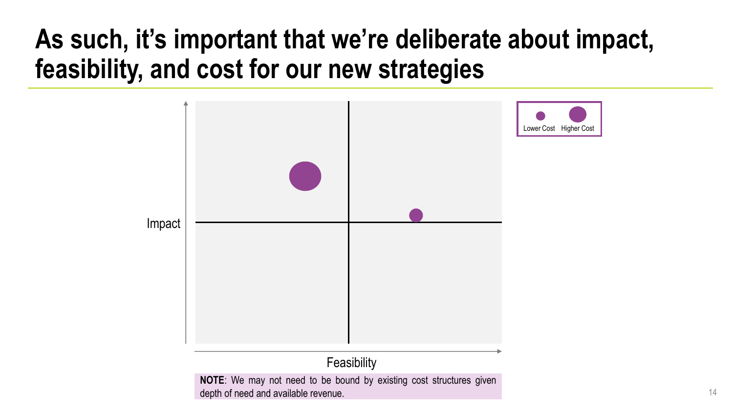# As such, it's important that we're deliberate about impact, feasibility, and cost for our new strategies

Impact

Feasibility

Lower Cost Higher Cost

**NOTE**: We may not need to be bound by existing cost structures given depth of need and available revenue.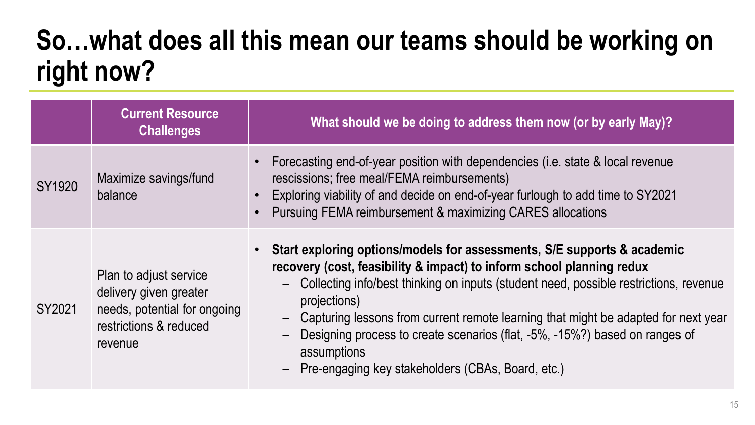# So…what does all this mean our teams should be working on right now?

| | Current Resource Challenges | What should we be doing to address them now (or by early May)? |
|---|---|---|
| SY1920 | Maximize savings/fund balance | • Forecasting end-of-year position with dependencies (i.e. state & local revenue rescissions; free meal/FEMA reimbursements)<br>• Exploring viability of and decide on end-of-year furlough to add time to SY2021<br>• Pursuing FEMA reimbursement & maximizing CARES allocations |
| SY2021 | Plan to adjust service delivery given greater needs, potential for ongoing restrictions & reduced revenue | • **Start exploring options/models for assessments, S/E supports & academic recovery (cost, feasibility & impact) to inform school planning redux**<br>– Collecting info/best thinking on inputs (student need, possible restrictions, revenue projections)<br>– Capturing lessons from current remote learning that might be adapted for next year<br>– Designing process to create scenarios (flat, -5%, -15%?) based on ranges of assumptions<br>– Pre-engaging key stakeholders (CBAs, Board, etc.) |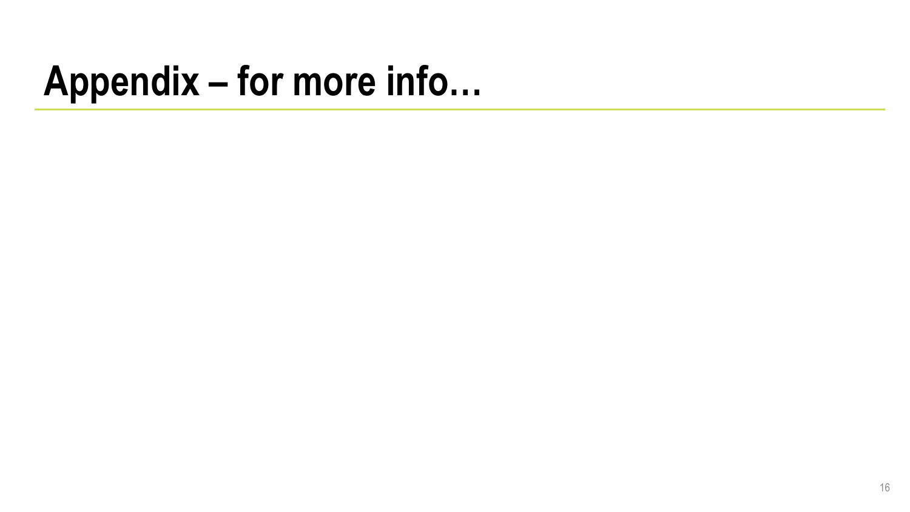# Appendix – for more info…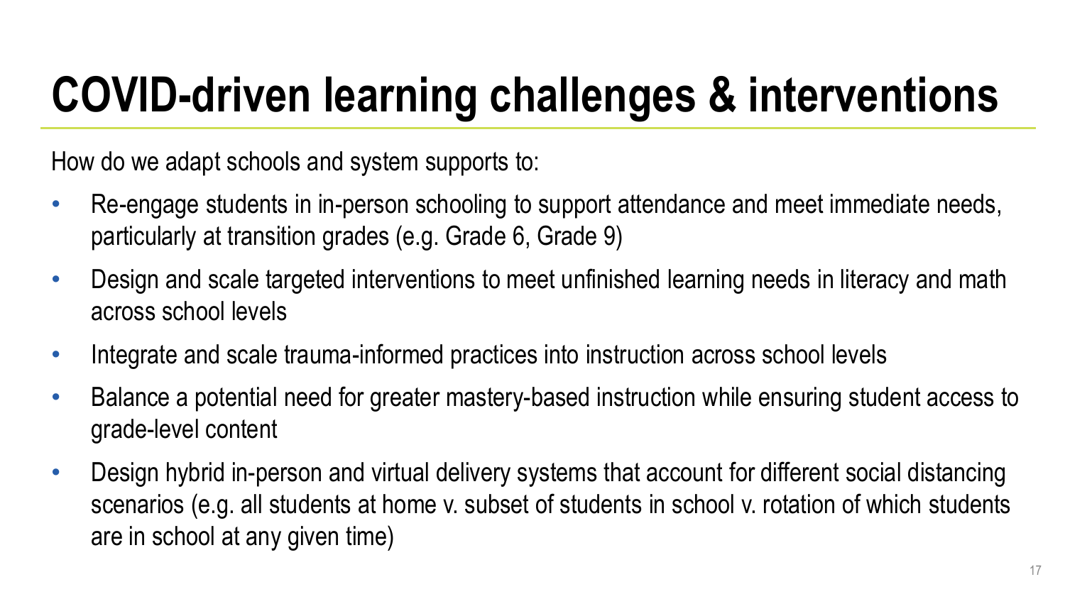# COVID-driven learning challenges & interventions

How do we adapt schools and system supports to:

- Re-engage students in in-person schooling to support attendance and meet immediate needs, particularly at transition grades (e.g. Grade 6, Grade 9)
- Design and scale targeted interventions to meet unfinished learning needs in literacy and math across school levels
- Integrate and scale trauma-informed practices into instruction across school levels
- Balance a potential need for greater mastery-based instruction while ensuring student access to grade-level content
- Design hybrid in-person and virtual delivery systems that account for different social distancing scenarios (e.g. all students at home v. subset of students in school v. rotation of which students are in school at any given time)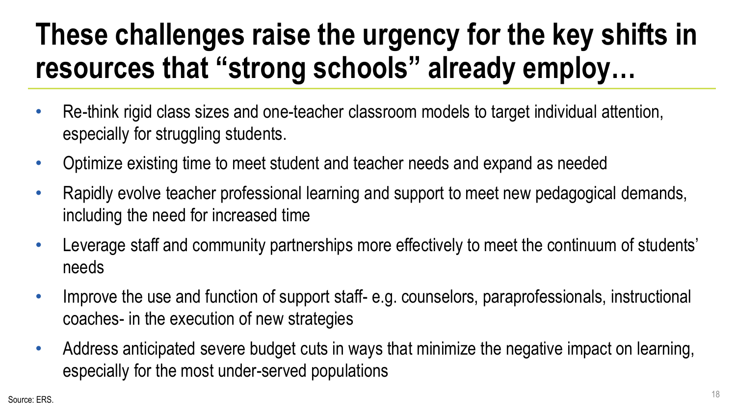# These challenges raise the urgency for the key shifts in resources that "strong schools" already employ…

- Re-think rigid class sizes and one-teacher classroom models to target individual attention, especially for struggling students.
- Optimize existing time to meet student and teacher needs and expand as needed
- Rapidly evolve teacher professional learning and support to meet new pedagogical demands, including the need for increased time
- Leverage staff and community partnerships more effectively to meet the continuum of students' needs
- Improve the use and function of support staff- e.g. counselors, paraprofessionals, instructional coaches- in the execution of new strategies
- Address anticipated severe budget cuts in ways that minimize the negative impact on learning, especially for the most under-served populations

Source: ERS.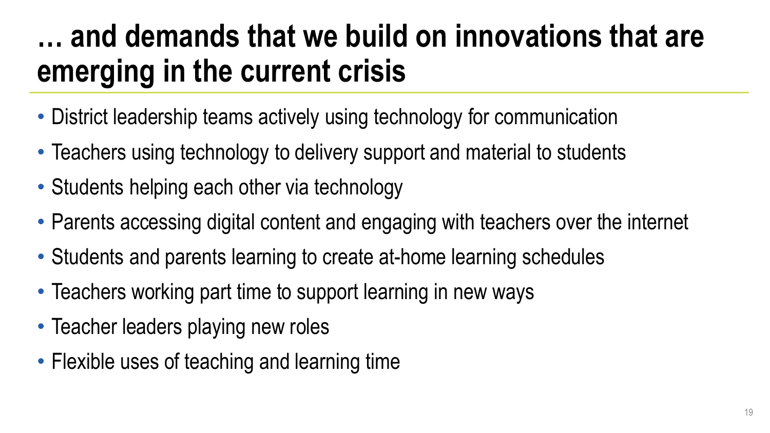# … and demands that we build on innovations that are emerging in the current crisis

- District leadership teams actively using technology for communication
- Teachers using technology to delivery support and material to students
- Students helping each other via technology
- Parents accessing digital content and engaging with teachers over the internet
- Students and parents learning to create at-home learning schedules
- Teachers working part time to support learning in new ways
- Teacher leaders playing new roles
- Flexible uses of teaching and learning time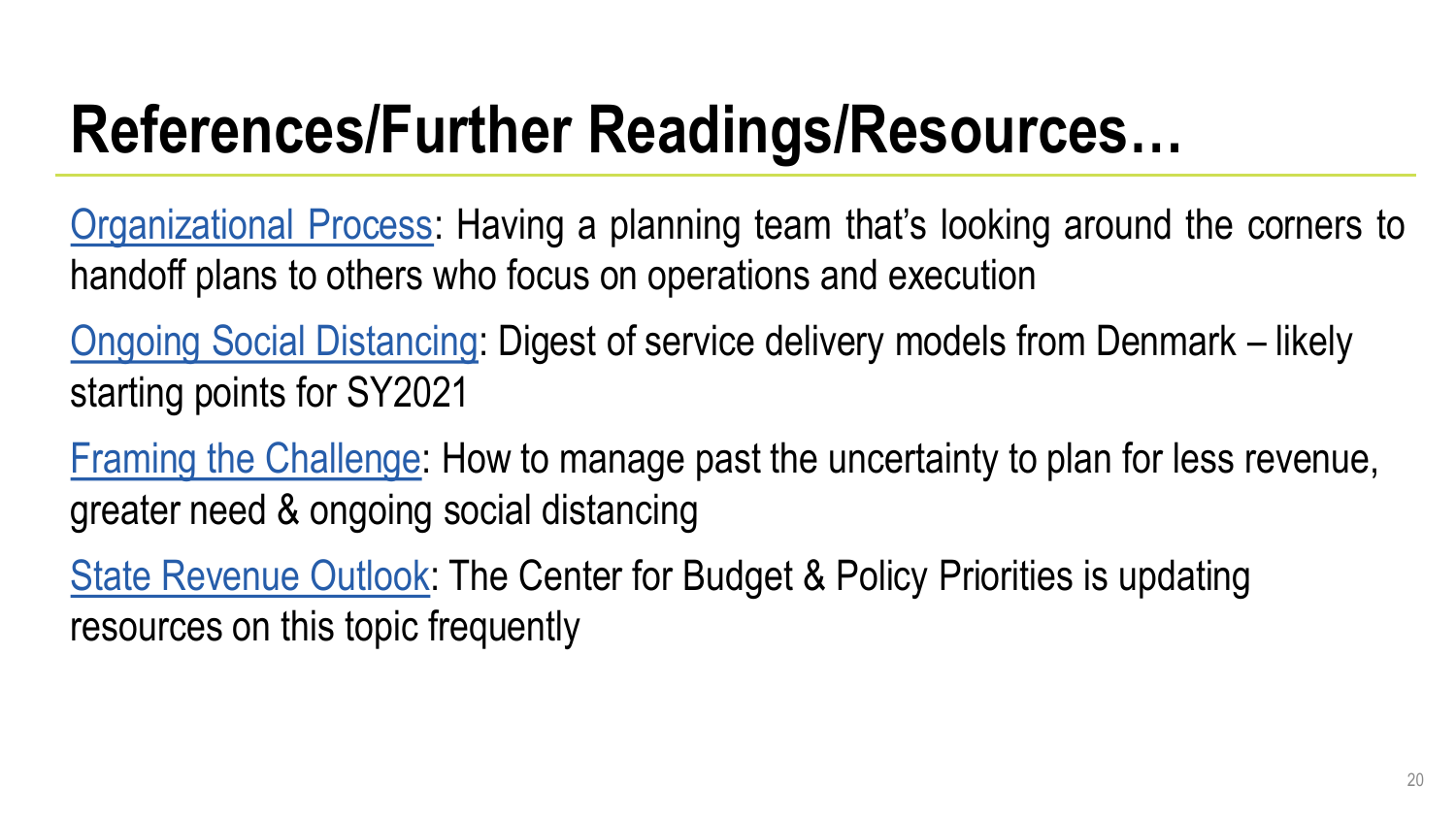# References/Further Readings/Resources…

Organizational Process: Having a planning team that's looking around the corners to handoff plans to others who focus on operations and execution

Ongoing Social Distancing: Digest of service delivery models from Denmark – likely starting points for SY2021

Framing the Challenge: How to manage past the uncertainty to plan for less revenue, greater need & ongoing social distancing

State Revenue Outlook: The Center for Budget & Policy Priorities is updating resources on this topic frequently